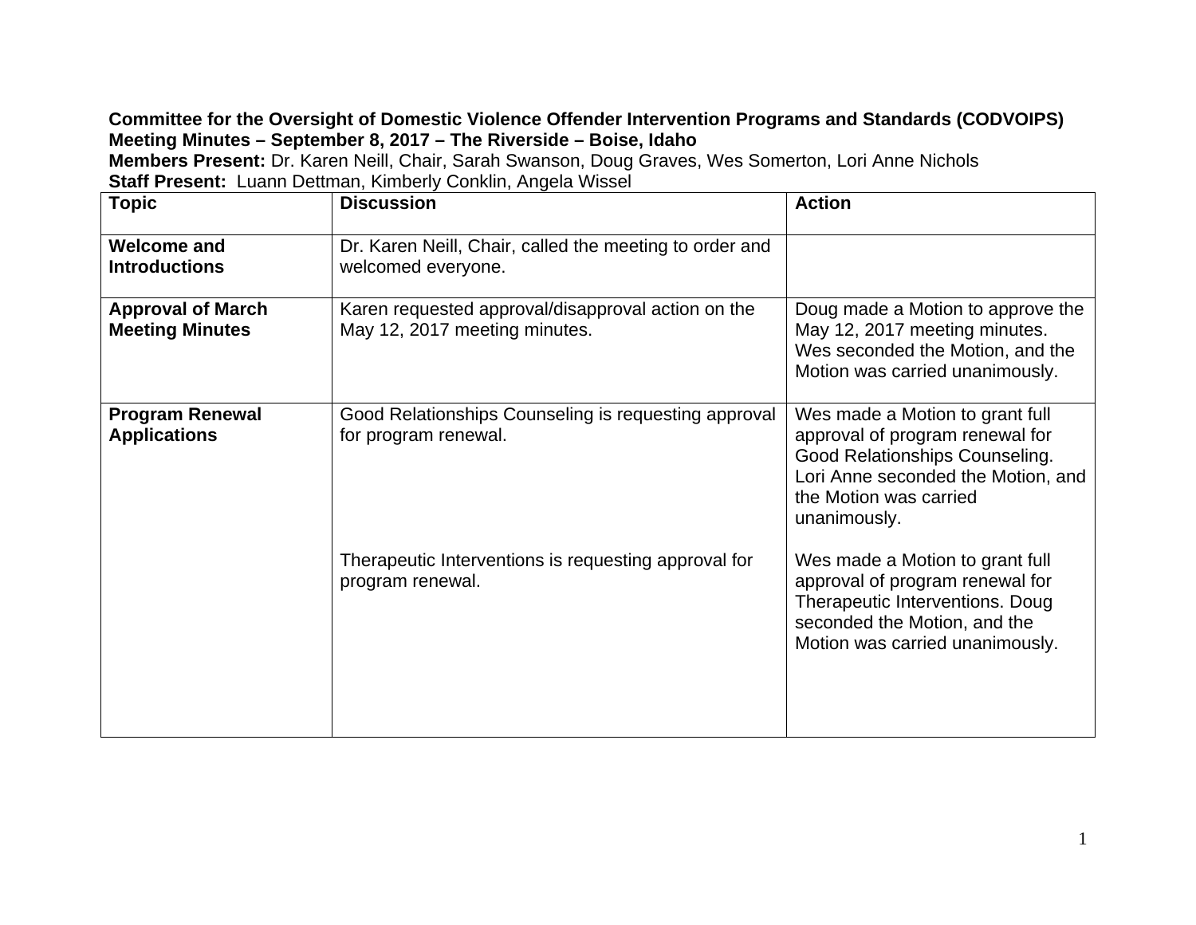**Committee for the Oversight of Domestic Violence Offender Intervention Programs and Standards (CODVOIPS)**
**Meeting Minutes – September 8, 2017 – The Riverside – Boise, Idaho**
**Members Present:** Dr. Karen Neill, Chair, Sarah Swanson, Doug Graves, Wes Somerton, Lori Anne Nichols
**Staff Present:** Luann Dettman, Kimberly Conklin, Angela Wissel

| Topic | Discussion | Action |
|---|---|---|
| **Welcome and Introductions** | Dr. Karen Neill, Chair, called the meeting to order and welcomed everyone. | |
| **Approval of March Meeting Minutes** | Karen requested approval/disapproval action on the May 12, 2017 meeting minutes. | Doug made a Motion to approve the May 12, 2017 meeting minutes. Wes seconded the Motion, and the Motion was carried unanimously. |
| **Program Renewal Applications** | Good Relationships Counseling is requesting approval for program renewal. | Wes made a Motion to grant full approval of program renewal for Good Relationships Counseling. Lori Anne seconded the Motion, and the Motion was carried unanimously. |
| | Therapeutic Interventions is requesting approval for program renewal. | Wes made a Motion to grant full approval of program renewal for Therapeutic Interventions. Doug seconded the Motion, and the Motion was carried unanimously. |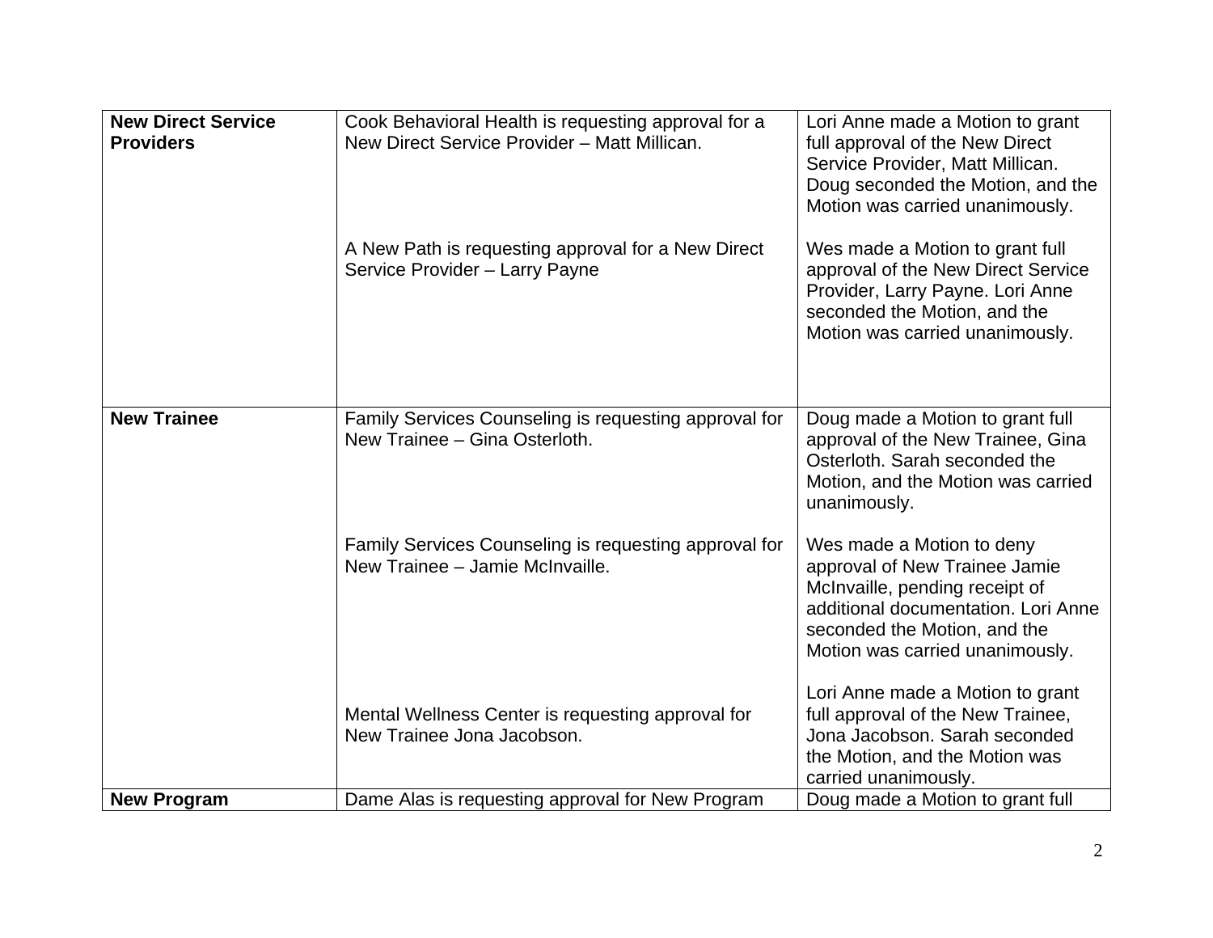| | | |
|---|---|---|
| **New Direct Service Providers** | Cook Behavioral Health is requesting approval for a New Direct Service Provider – Matt Millican.<br><br>A New Path is requesting approval for a New Direct Service Provider – Larry Payne | Lori Anne made a Motion to grant full approval of the New Direct Service Provider, Matt Millican. Doug seconded the Motion, and the Motion was carried unanimously.<br><br>Wes made a Motion to grant full approval of the New Direct Service Provider, Larry Payne. Lori Anne seconded the Motion, and the Motion was carried unanimously. |
| **New Trainee** | Family Services Counseling is requesting approval for New Trainee – Gina Osterloth.<br><br>Family Services Counseling is requesting approval for New Trainee – Jamie McInvaille.<br><br>Mental Wellness Center is requesting approval for New Trainee Jona Jacobson. | Doug made a Motion to grant full approval of the New Trainee, Gina Osterloth. Sarah seconded the Motion, and the Motion was carried unanimously.<br><br>Wes made a Motion to deny approval of New Trainee Jamie McInvaille, pending receipt of additional documentation. Lori Anne seconded the Motion, and the Motion was carried unanimously.<br><br>Lori Anne made a Motion to grant full approval of the New Trainee, Jona Jacobson. Sarah seconded the Motion, and the Motion was carried unanimously. |
| **New Program** | Dame Alas is requesting approval for New Program | Doug made a Motion to grant full |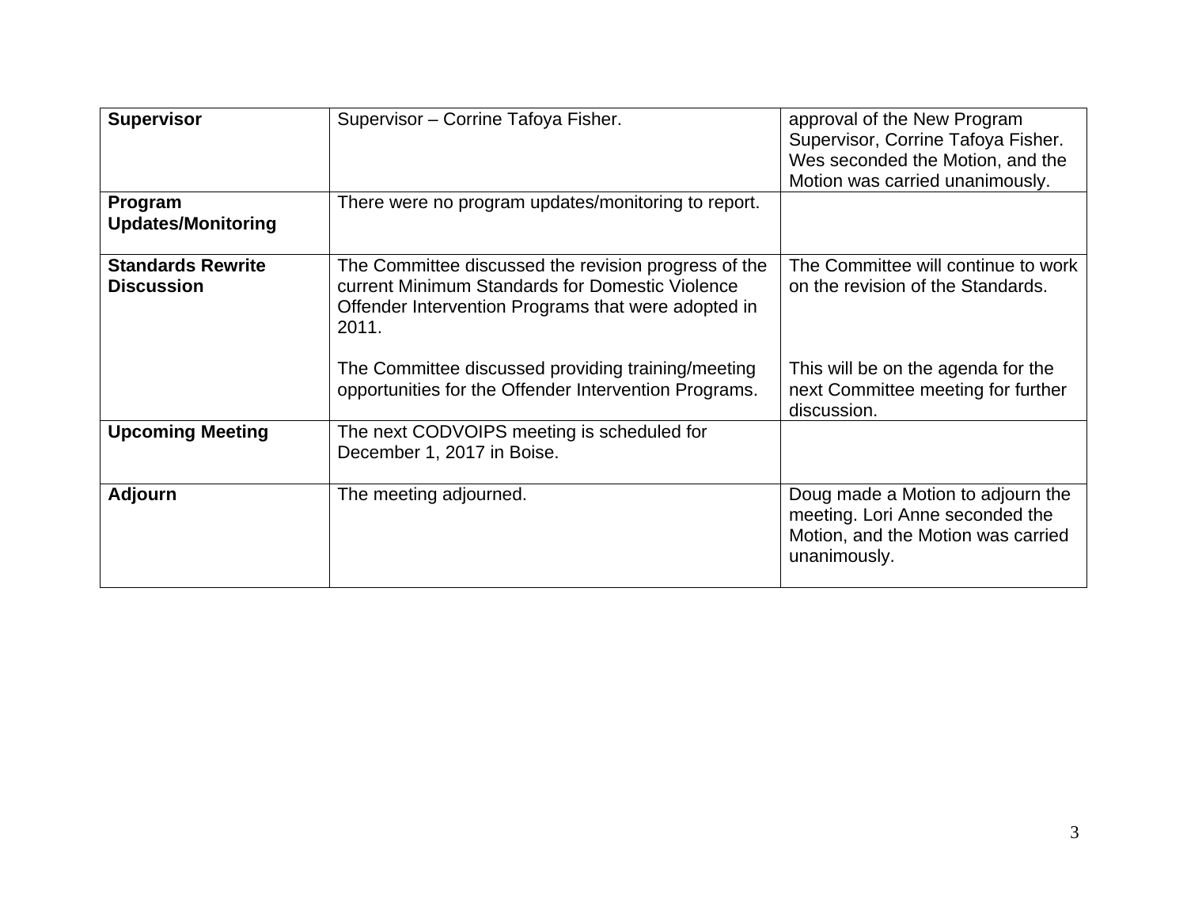| | | |
|---|---|---|
| **Supervisor** | Supervisor – Corrine Tafoya Fisher. | approval of the New Program Supervisor, Corrine Tafoya Fisher. Wes seconded the Motion, and the Motion was carried unanimously. |
| **Program Updates/Monitoring** | There were no program updates/monitoring to report. | |
| **Standards Rewrite Discussion** | The Committee discussed the revision progress of the current Minimum Standards for Domestic Violence Offender Intervention Programs that were adopted in 2011.<br><br>The Committee discussed providing training/meeting opportunities for the Offender Intervention Programs. | The Committee will continue to work on the revision of the Standards.<br><br>This will be on the agenda for the next Committee meeting for further discussion. |
| **Upcoming Meeting** | The next CODVOIPS meeting is scheduled for December 1, 2017 in Boise. | |
| **Adjourn** | The meeting adjourned. | Doug made a Motion to adjourn the meeting. Lori Anne seconded the Motion, and the Motion was carried unanimously. |